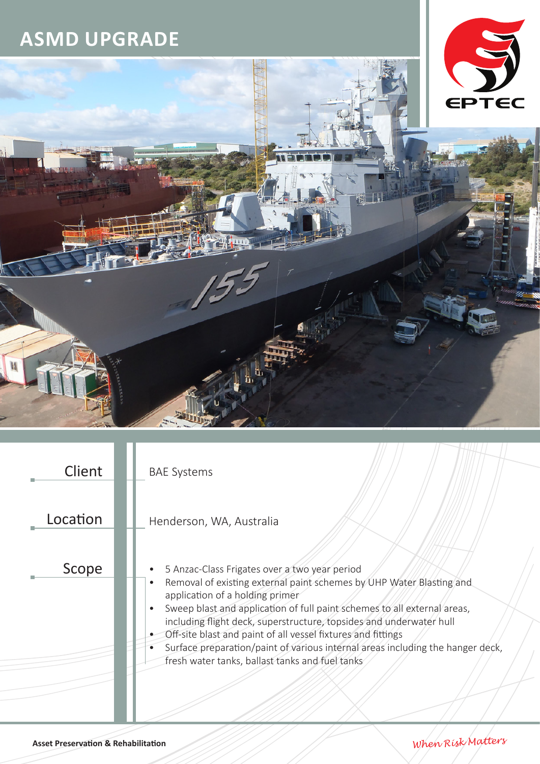# ASMD UPGRADE

EPTEC

| | |
|---|---|
| Client | BAE Systems |
| Location | Henderson, WA, Australia |
| Scope | • 5 Anzac-Class Frigates over a two year period<br>• Removal of existing external paint schemes by UHP Water Blasting and application of a holding primer<br>• Sweep blast and application of full paint schemes to all external areas, including flight deck, superstructure, topsides and underwater hull<br>• Off-site blast and paint of all vessel fixtures and fittings<br>• Surface preparation/paint of various internal areas including the hanger deck, fresh water tanks, ballast tanks and fuel tanks |

**Asset Preservation & Rehabilitation**

*When Risk Matters*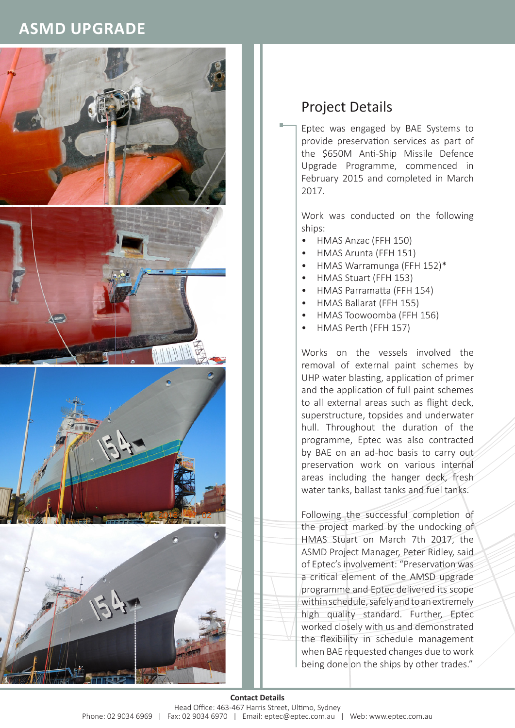# ASMD UPGRADE

## Project Details

Eptec was engaged by BAE Systems to provide preservation services as part of the $650M Anti-Ship Missile Defence Upgrade Programme, commenced in February 2015 and completed in March 2017.

Work was conducted on the following ships:

- HMAS Anzac (FFH 150)
- HMAS Arunta (FFH 151)
- HMAS Warramunga (FFH 152)*
- HMAS Stuart (FFH 153)
- HMAS Parramatta (FFH 154)
- HMAS Ballarat (FFH 155)
- HMAS Toowoomba (FFH 156)
- HMAS Perth (FFH 157)

Works on the vessels involved the removal of external paint schemes by UHP water blasting, application of primer and the application of full paint schemes to all external areas such as flight deck, superstructure, topsides and underwater hull. Throughout the duration of the programme, Eptec was also contracted by BAE on an ad-hoc basis to carry out preservation work on various internal areas including the hanger deck, fresh water tanks, ballast tanks and fuel tanks.

Following the successful completion of the project marked by the undocking of HMAS Stuart on March 7th 2017, the ASMD Project Manager, Peter Ridley, said of Eptec's involvement: "Preservation was a critical element of the AMSD upgrade programme and Eptec delivered its scope within schedule, safely and to an extremely high quality standard. Further, Eptec worked closely with us and demonstrated the flexibility in schedule management when BAE requested changes due to work being done on the ships by other trades."

**Contact Details**

Head Office: 463-467 Harris Street, Ultimo, Sydney

Phone: 02 9034 6969 | Fax: 02 9034 6970 | Email: eptec@eptec.com.au | Web: www.eptec.com.au